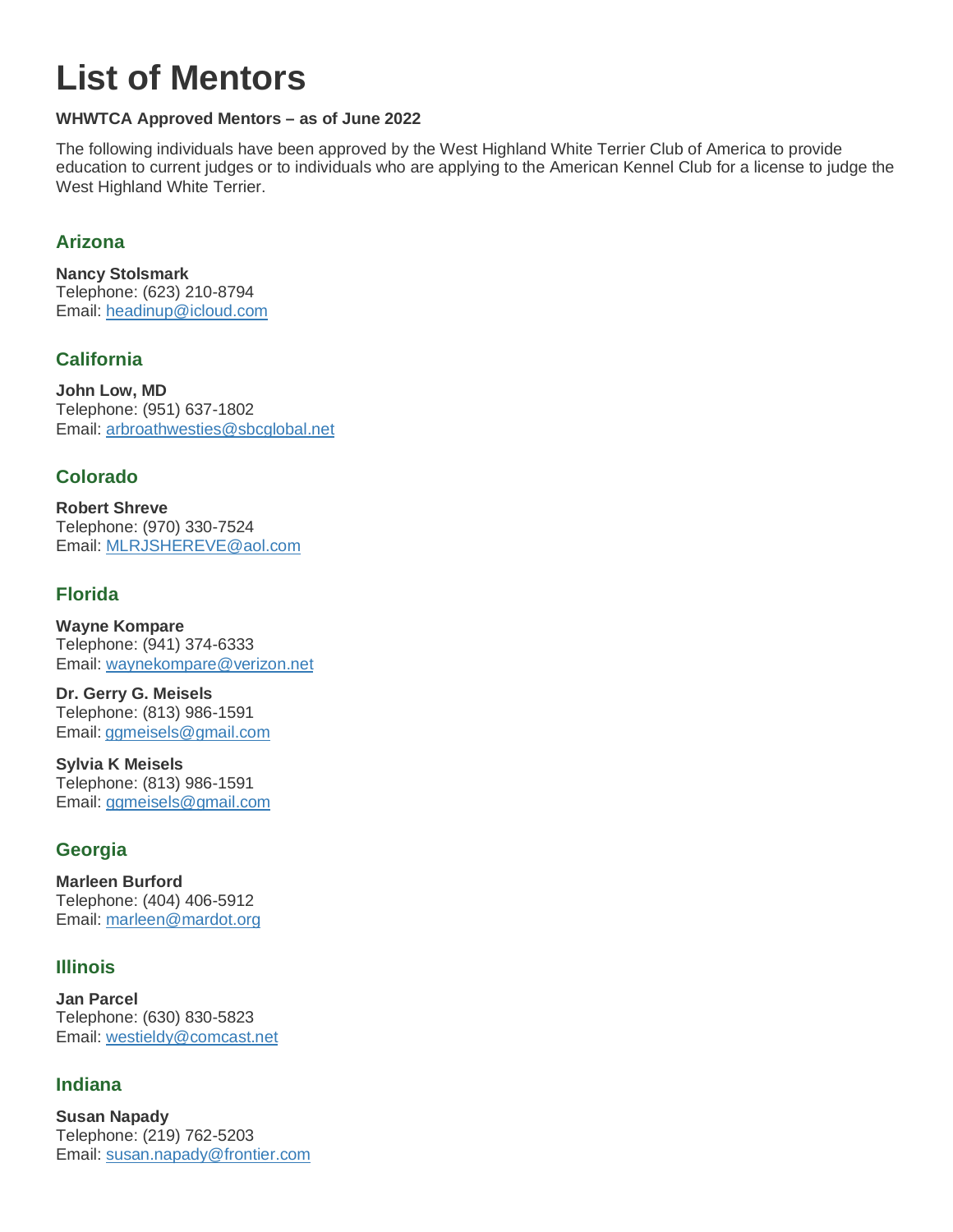# List of Mentors

**WHWTCA Approved Mentors – as of June 2022**

The following individuals have been approved by the West Highland White Terrier Club of America to provide education to current judges or to individuals who are applying to the American Kennel Club for a license to judge the West Highland White Terrier.

## Arizona

**Nancy Stolsmark**
Telephone: (623) 210-8794
Email: headinup@icloud.com

## California

**John Low, MD**
Telephone: (951) 637-1802
Email: arbroathwesties@sbcglobal.net

## Colorado

**Robert Shreve**
Telephone: (970) 330-7524
Email: MLRJSHEREVE@aol.com

## Florida

**Wayne Kompare**
Telephone: (941) 374-6333
Email: waynekompare@verizon.net

**Dr. Gerry G. Meisels**
Telephone: (813) 986-1591
Email: ggmeisels@gmail.com

**Sylvia K Meisels**
Telephone: (813) 986-1591
Email: ggmeisels@gmail.com

## Georgia

**Marleen Burford**
Telephone: (404) 406-5912
Email: marleen@mardot.org

## Illinois

**Jan Parcel**
Telephone: (630) 830-5823
Email: westieldy@comcast.net

## Indiana

**Susan Napady**
Telephone: (219) 762-5203
Email: susan.napady@frontier.com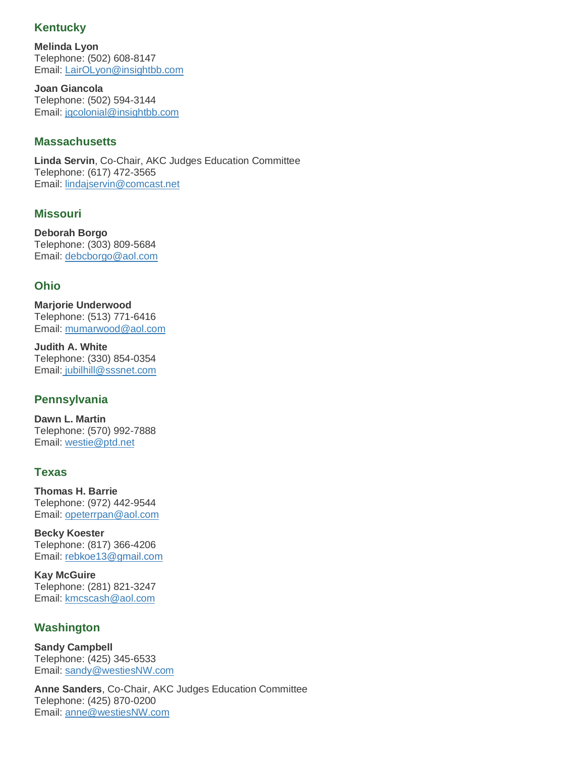## Kentucky

**Melinda Lyon**
Telephone: (502) 608-8147
Email: LairOLyon@insightbb.com

**Joan Giancola**
Telephone: (502) 594-3144
Email: jgcolonial@insightbb.com

## Massachusetts

**Linda Servin**, Co-Chair, AKC Judges Education Committee
Telephone: (617) 472-3565
Email: lindajservin@comcast.net

## Missouri

**Deborah Borgo**
Telephone: (303) 809-5684
Email: debcborgo@aol.com

## Ohio

**Marjorie Underwood**
Telephone: (513) 771-6416
Email: mumarwood@aol.com

**Judith A. White**
Telephone: (330) 854-0354
Email: jubilhill@sssnet.com

## Pennsylvania

**Dawn L. Martin**
Telephone: (570) 992-7888
Email: westie@ptd.net

## Texas

**Thomas H. Barrie**
Telephone: (972) 442-9544
Email: opeterrpan@aol.com

**Becky Koester**
Telephone: (817) 366-4206
Email: rebkoe13@gmail.com

**Kay McGuire**
Telephone: (281) 821-3247
Email: kmcscash@aol.com

## Washington

**Sandy Campbell**
Telephone: (425) 345-6533
Email: sandy@westiesNW.com

**Anne Sanders**, Co-Chair, AKC Judges Education Committee
Telephone: (425) 870-0200
Email: anne@westiesNW.com